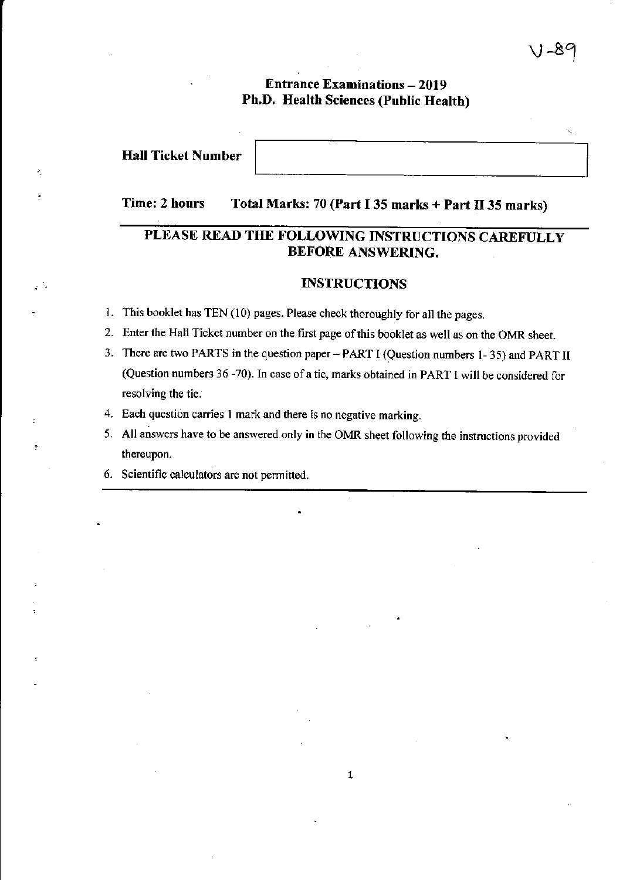V-89

**Entrance Examinations – 2019**
**Ph.D. Health Sciences (Public Health)**

**Hall Ticket Number**

**Time: 2 hours** **Total Marks: 70 (Part I 35 marks + Part II 35 marks)**

## PLEASE READ THE FOLLOWING INSTRUCTIONS CAREFULLY BEFORE ANSWERING.

### INSTRUCTIONS

1. This booklet has TEN (10) pages. Please check thoroughly for all the pages.
2. Enter the Hall Ticket number on the first page of this booklet as well as on the OMR sheet.
3. There are two PARTS in the question paper – PART I (Question numbers 1- 35) and PART II (Question numbers 36 -70). In case of a tie, marks obtained in PART I will be considered for resolving the tie.
4. Each question carries 1 mark and there is no negative marking.
5. All answers have to be answered only in the OMR sheet following the instructions provided thereupon.
6. Scientific calculators are not permitted.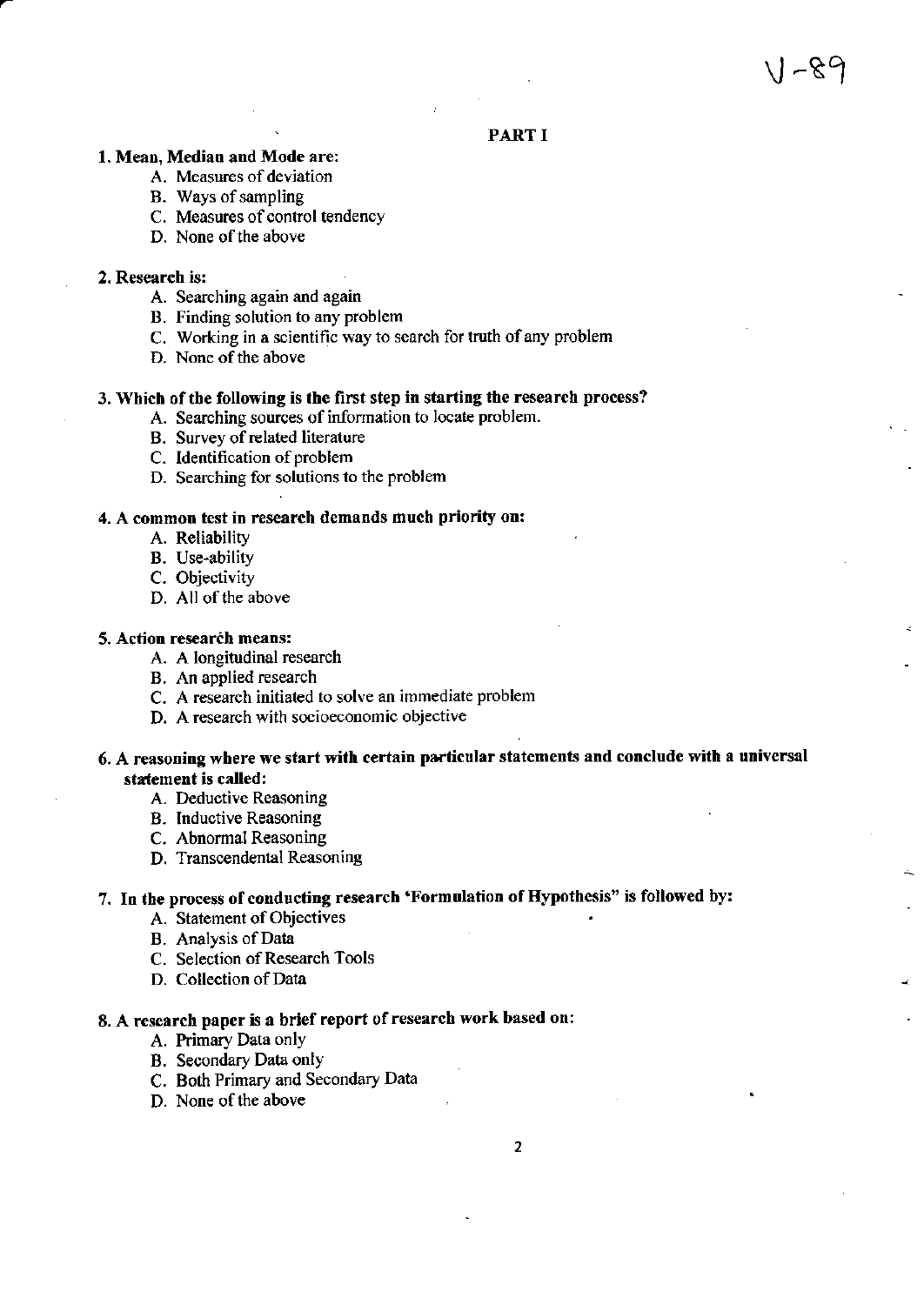V -89

## PART I

**1. Mean, Median and Mode are:**

A. Measures of deviation
B. Ways of sampling
C. Measures of control tendency
D. None of the above

**2. Research is:**

A. Searching again and again
B. Finding solution to any problem
C. Working in a scientific way to search for truth of any problem
D. None of the above

**3. Which of the following is the first step in starting the research process?**

A. Searching sources of information to locate problem.
B. Survey of related literature
C. Identification of problem
D. Searching for solutions to the problem

**4. A common test in research demands much priority on:**

A. Reliability
B. Use-ability
C. Objectivity
D. All of the above

**5. Action research means:**

A. A longitudinal research
B. An applied research
C. A research initiated to solve an immediate problem
D. A research with socioeconomic objective

**6. A reasoning where we start with certain particular statements and conclude with a universal statement is called:**

A. Deductive Reasoning
B. Inductive Reasoning
C. Abnormal Reasoning
D. Transcendental Reasoning

**7. In the process of conducting research 'Formulation of Hypothesis" is followed by:**

A. Statement of Objectives
B. Analysis of Data
C. Selection of Research Tools
D. Collection of Data

**8. A research paper is a brief report of research work based on:**

A. Primary Data only
B. Secondary Data only
C. Both Primary and Secondary Data
D. None of the above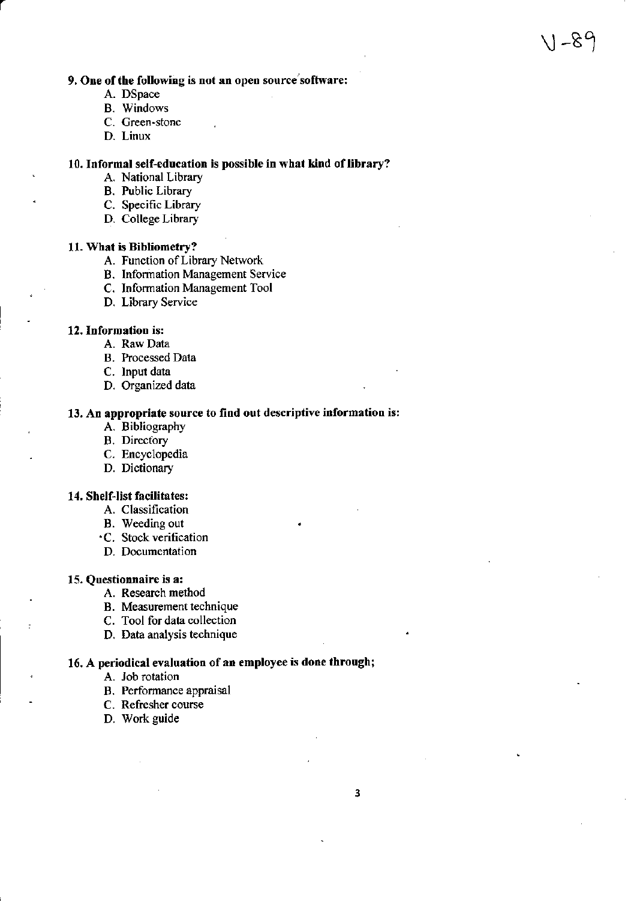**9. One of the following is not an open source software:**

A. DSpace
B. Windows
C. Green-stone
D. Linux

**10. Informal self-education is possible in what kind of library?**

A. National Library
B. Public Library
C. Specific Library
D. College Library

**11. What is Bibliometry?**

A. Function of Library Network
B. Information Management Service
C. Information Management Tool
D. Library Service

**12. Information is:**

A. Raw Data
B. Processed Data
C. Input data
D. Organized data

**13. An appropriate source to find out descriptive information is:**

A. Bibliography
B. Directory
C. Encyclopedia
D. Dictionary

**14. Shelf-list facilitates:**

A. Classification
B. Weeding out
C. Stock verification
D. Documentation

**15. Questionnaire is a:**

A. Research method
B. Measurement technique
C. Tool for data collection
D. Data analysis technique

**16. A periodical evaluation of an employee is done through;**

A. Job rotation
B. Performance appraisal
C. Refresher course
D. Work guide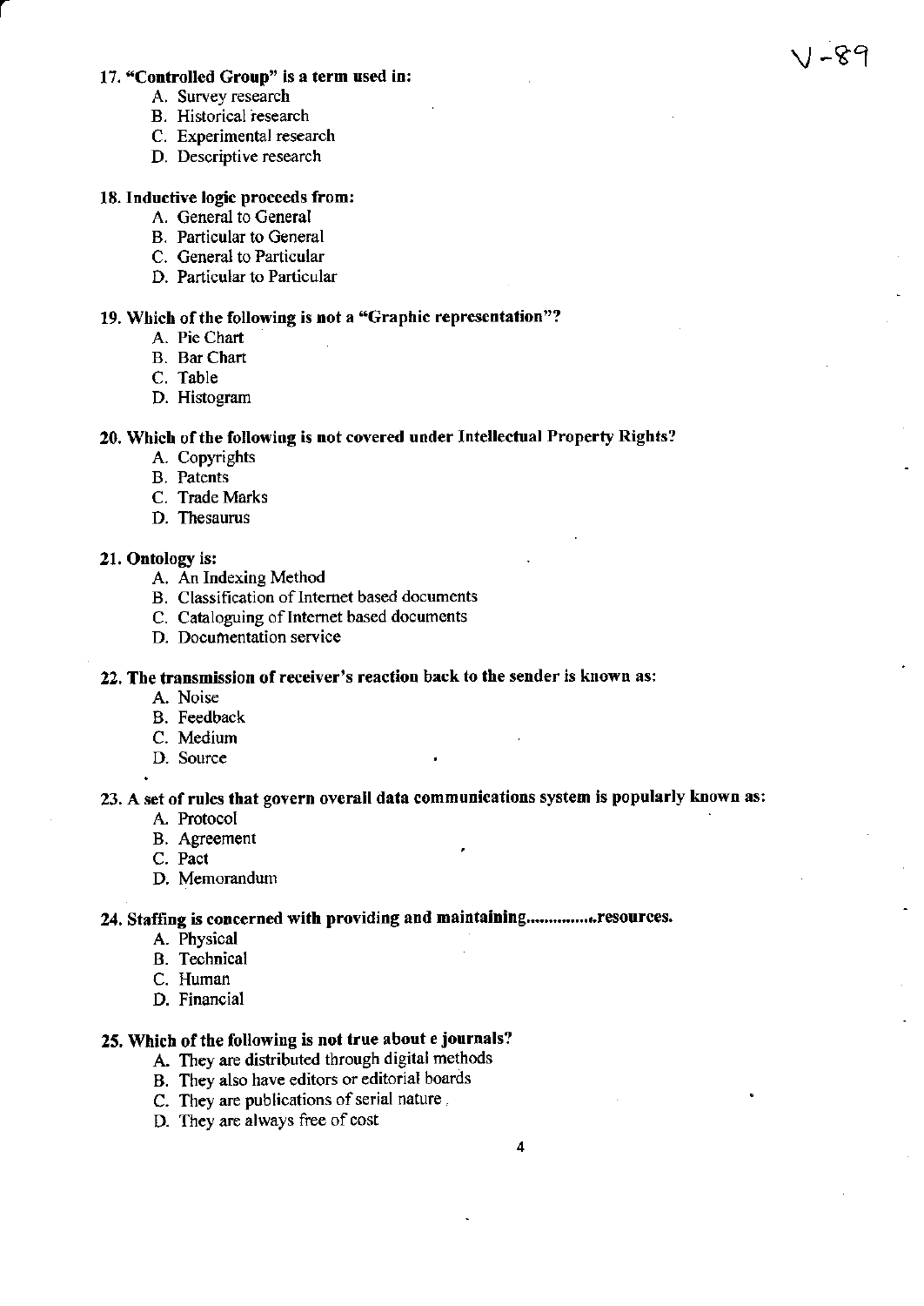V-89

**17. "Controlled Group" is a term used in:**

A. Survey research
B. Historical research
C. Experimental research
D. Descriptive research

**18. Inductive logic proceeds from:**

A. General to General
B. Particular to General
C. General to Particular
D. Particular to Particular

**19. Which of the following is not a "Graphic representation"?**

A. Pie Chart
B. Bar Chart
C. Table
D. Histogram

**20. Which of the following is not covered under Intellectual Property Rights?**

A. Copyrights
B. Patents
C. Trade Marks
D. Thesaurus

**21. Ontology is:**

A. An Indexing Method
B. Classification of Internet based documents
C. Cataloguing of Internet based documents
D. Documentation service

**22. The transmission of receiver's reaction back to the sender is known as:**

A. Noise
B. Feedback
C. Medium
D. Source

**23. A set of rules that govern overall data communications system is popularly known as:**

A. Protocol
B. Agreement
C. Pact
D. Memorandum

**24. Staffing is concerned with providing and maintaining...............resources.**

A. Physical
B. Technical
C. Human
D. Financial

**25. Which of the following is not true about e journals?**

A. They are distributed through digital methods
B. They also have editors or editorial boards
C. They are publications of serial nature
D. They are always free of cost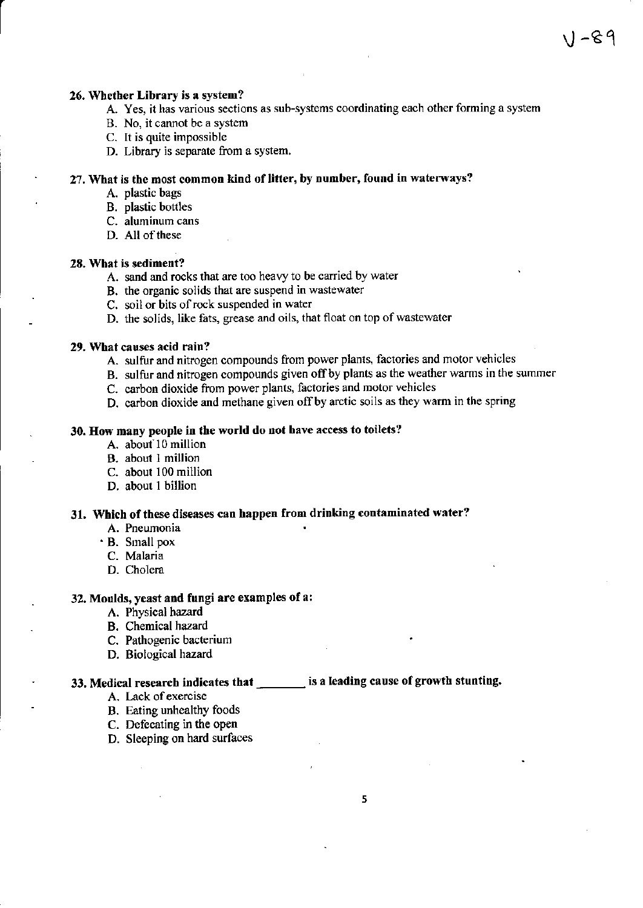**26. Whether Library is a system?**

A. Yes, it has various sections as sub-systems coordinating each other forming a system
B. No, it cannot be a system
C. It is quite impossible
D. Library is separate from a system.

**27. What is the most common kind of litter, by number, found in waterways?**

A. plastic bags
B. plastic bottles
C. aluminum cans
D. All of these

**28. What is sediment?**

A. sand and rocks that are too heavy to be carried by water
B. the organic solids that are suspend in wastewater
C. soil or bits of rock suspended in water
D. the solids, like fats, grease and oils, that float on top of wastewater

**29. What causes acid rain?**

A. sulfur and nitrogen compounds from power plants, factories and motor vehicles
B. sulfur and nitrogen compounds given off by plants as the weather warms in the summer
C. carbon dioxide from power plants, factories and motor vehicles
D. carbon dioxide and methane given off by arctic soils as they warm in the spring

**30. How many people in the world do not have access to toilets?**

A. about 10 million
B. about 1 million
C. about 100 million
D. about 1 billion

**31. Which of these diseases can happen from drinking contaminated water?**

A. Pneumonia
B. Small pox
C. Malaria
D. Cholera

**32. Moulds, yeast and fungi are examples of a:**

A. Physical hazard
B. Chemical hazard
C. Pathogenic bacterium
D. Biological hazard

**33. Medical research indicates that ________ is a leading cause of growth stunting.**

A. Lack of exercise
B. Eating unhealthy foods
C. Defecating in the open
D. Sleeping on hard surfaces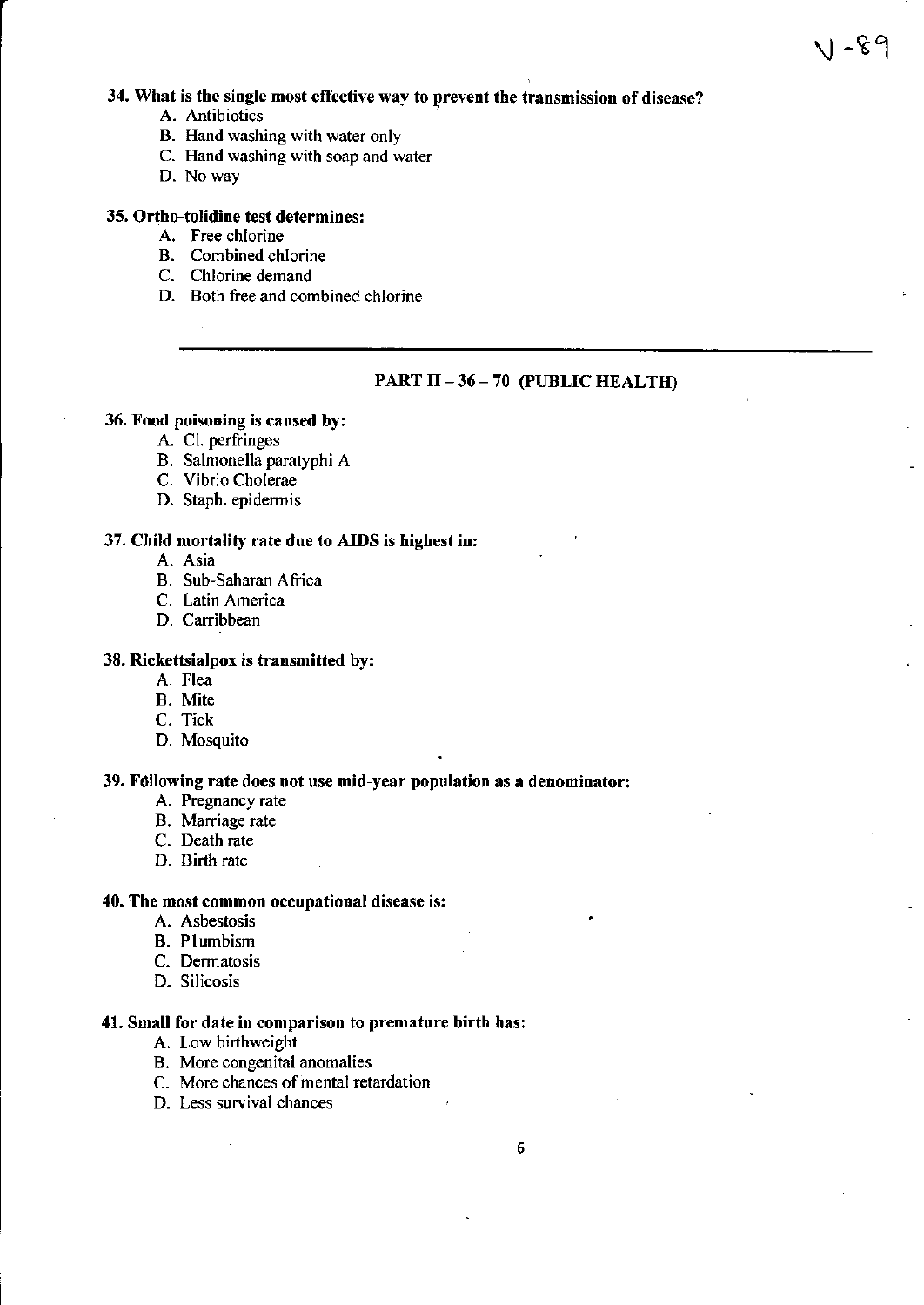V-89

**34. What is the single most effective way to prevent the transmission of disease?**

- A. Antibiotics
- B. Hand washing with water only
- C. Hand washing with soap and water
- D. No way

**35. Ortho-tolidine test determines:**

- A. Free chlorine
- B. Combined chlorine
- C. Chlorine demand
- D. Both free and combined chlorine

---

## PART II – 36 – 70 (PUBLIC HEALTH)

**36. Food poisoning is caused by:**

- A. Cl. perfringes
- B. Salmonella paratyphi A
- C. Vibrio Cholerae
- D. Staph. epidermis

**37. Child mortality rate due to AIDS is highest in:**

- A. Asia
- B. Sub-Saharan Africa
- C. Latin America
- D. Carribbean

**38. Rickettsialpox is transmitted by:**

- A. Flea
- B. Mite
- C. Tick
- D. Mosquito

**39. Following rate does not use mid-year population as a denominator:**

- A. Pregnancy rate
- B. Marriage rate
- C. Death rate
- D. Birth rate

**40. The most common occupational disease is:**

- A. Asbestosis
- B. Plumbism
- C. Dermatosis
- D. Silicosis

**41. Small for date in comparison to premature birth has:**

- A. Low birthweight
- B. More congenital anomalies
- C. More chances of mental retardation
- D. Less survival chances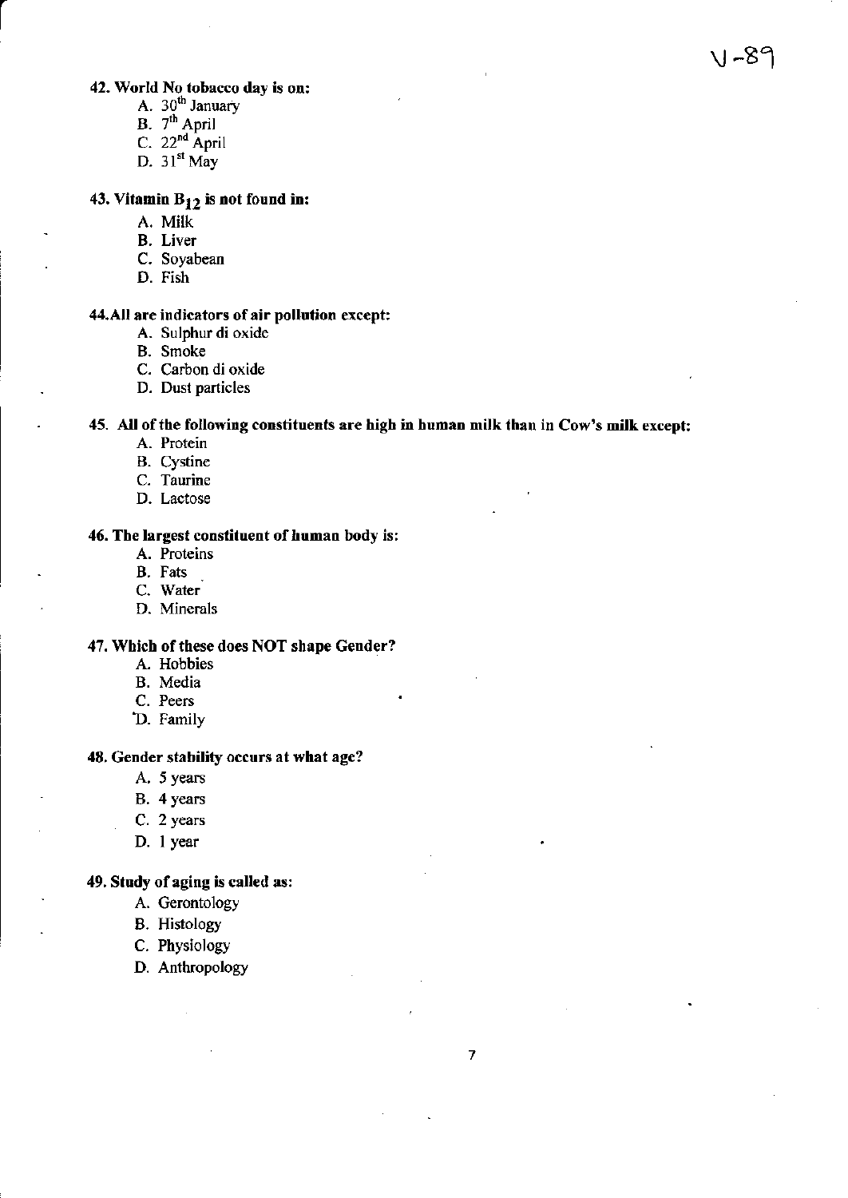**42. World No tobacco day is on:**

A. 30th January
B. 7th April
C. 22nd April
D. 31st May

**43. Vitamin $B_{12}$ is not found in:**

A. Milk
B. Liver
C. Soyabean
D. Fish

**44. All are indicators of air pollution except:**

A. Sulphur di oxide
B. Smoke
C. Carbon di oxide
D. Dust particles

**45. All of the following constituents are high in human milk than in Cow's milk except:**

A. Protein
B. Cystine
C. Taurine
D. Lactose

**46. The largest constituent of human body is:**

A. Proteins
B. Fats
C. Water
D. Minerals

**47. Which of these does NOT shape Gender?**

A. Hobbies
B. Media
C. Peers
D. Family

**48. Gender stability occurs at what age?**

A. 5 years
B. 4 years
C. 2 years
D. 1 year

**49. Study of aging is called as:**

A. Gerontology
B. Histology
C. Physiology
D. Anthropology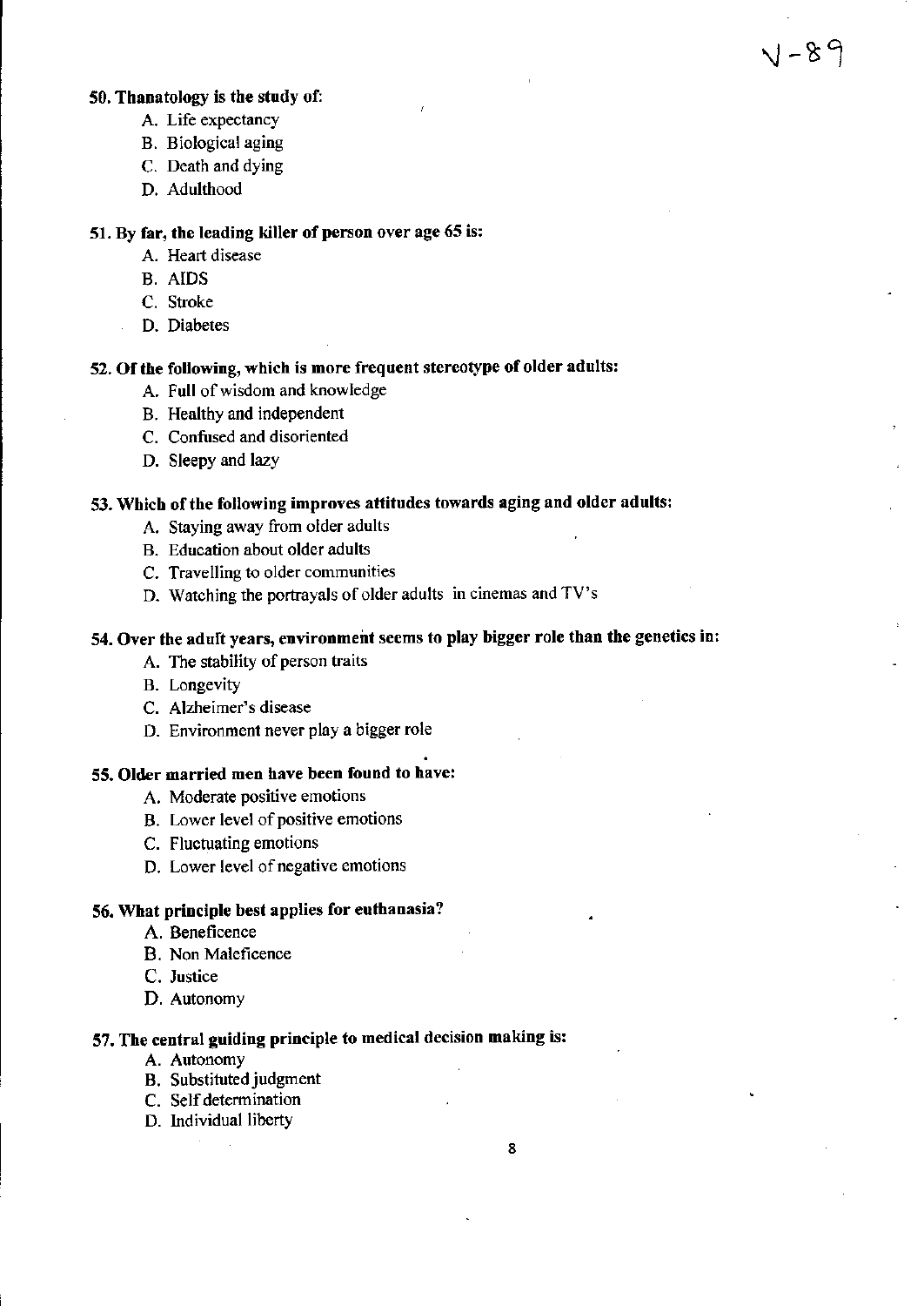V-89

**50. Thanatology is the study of:**

A. Life expectancy
B. Biological aging
C. Death and dying
D. Adulthood

**51. By far, the leading killer of person over age 65 is:**

A. Heart disease
B. AIDS
C. Stroke
D. Diabetes

**52. Of the following, which is more frequent stereotype of older adults:**

A. Full of wisdom and knowledge
B. Healthy and independent
C. Confused and disoriented
D. Sleepy and lazy

**53. Which of the following improves attitudes towards aging and older adults:**

A. Staying away from older adults
B. Education about older adults
C. Travelling to older communities
D. Watching the portrayals of older adults in cinemas and TV's

**54. Over the adult years, environment seems to play bigger role than the genetics in:**

A. The stability of person traits
B. Longevity
C. Alzheimer's disease
D. Environment never play a bigger role

**55. Older married men have been found to have:**

A. Moderate positive emotions
B. Lower level of positive emotions
C. Fluctuating emotions
D. Lower level of negative emotions

**56. What principle best applies for euthanasia?**

A. Beneficence
B. Non Maleficence
C. Justice
D. Autonomy

**57. The central guiding principle to medical decision making is:**

A. Autonomy
B. Substituted judgment
C. Self determination
D. Individual liberty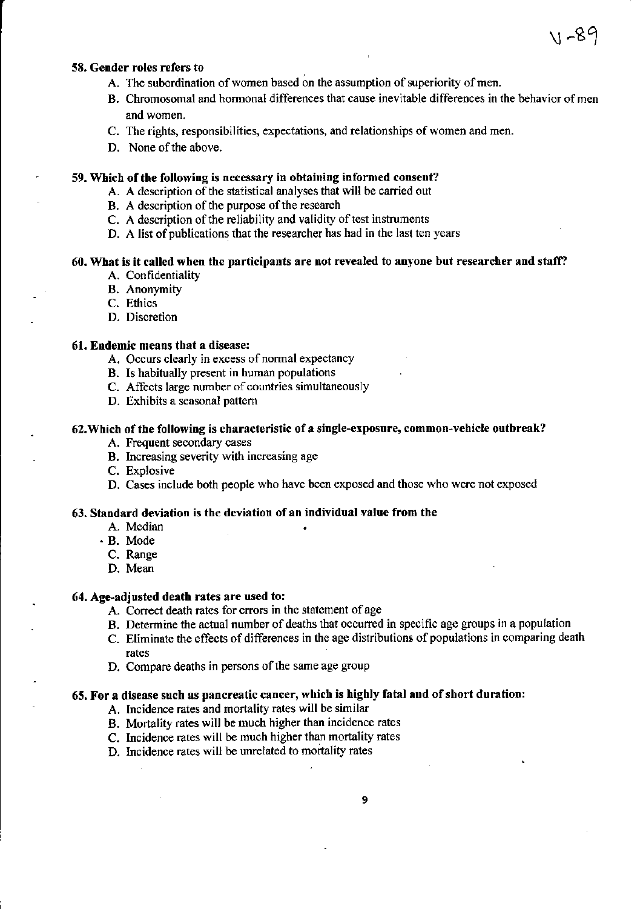**58. Gender roles refers to**

A. The subordination of women based on the assumption of superiority of men.

B. Chromosomal and hormonal differences that cause inevitable differences in the behavior of men and women.

C. The rights, responsibilities, expectations, and relationships of women and men.

D. None of the above.

**59. Which of the following is necessary in obtaining informed consent?**

A. A description of the statistical analyses that will be carried out

B. A description of the purpose of the research

C. A description of the reliability and validity of test instruments

D. A list of publications that the researcher has had in the last ten years

**60. What is it called when the participants are not revealed to anyone but researcher and staff?**

A. Confidentiality

B. Anonymity

C. Ethics

D. Discretion

**61. Endemic means that a disease:**

A. Occurs clearly in excess of normal expectancy

B. Is habitually present in human populations

C. Affects large number of countries simultaneously

D. Exhibits a seasonal pattern

**62. Which of the following is characteristic of a single-exposure, common-vehicle outbreak?**

A. Frequent secondary cases

B. Increasing severity with increasing age

C. Explosive

D. Cases include both people who have been exposed and those who were not exposed

**63. Standard deviation is the deviation of an individual value from the**

A. Median

B. Mode

C. Range

D. Mean

**64. Age-adjusted death rates are used to:**

A. Correct death rates for errors in the statement of age

B. Determine the actual number of deaths that occurred in specific age groups in a population

C. Eliminate the effects of differences in the age distributions of populations in comparing death rates

D. Compare deaths in persons of the same age group

**65. For a disease such as pancreatic cancer, which is highly fatal and of short duration:**

A. Incidence rates and mortality rates will be similar

B. Mortality rates will be much higher than incidence rates

C. Incidence rates will be much higher than mortality rates

D. Incidence rates will be unrelated to mortality rates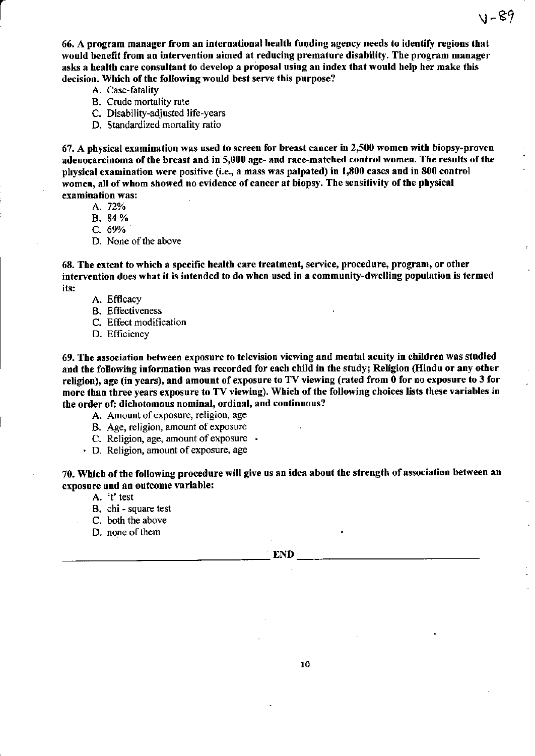**66. A program manager from an international health funding agency needs to identify regions that would benefit from an intervention aimed at reducing premature disability. The program manager asks a health care consultant to develop a proposal using an index that would help her make this decision. Which of the following would best serve this purpose?**

A. Case-fatality
B. Crude mortality rate
C. Disability-adjusted life-years
D. Standardized mortality ratio

**67. A physical examination was used to screen for breast cancer in 2,500 women with biopsy-proven adenocarcinoma of the breast and in 5,000 age- and race-matched control women. The results of the physical examination were positive (i.e., a mass was palpated) in 1,800 cases and in 800 control women, all of whom showed no evidence of cancer at biopsy. The sensitivity of the physical examination was:**

A. 72%
B. 84 %
C. 69%
D. None of the above

**68. The extent to which a specific health care treatment, service, procedure, program, or other intervention does what it is intended to do when used in a community-dwelling population is termed its:**

A. Efficacy
B. Effectiveness
C. Effect modification
D. Efficiency

**69. The association between exposure to television viewing and mental acuity in children was studied and the following information was recorded for each child in the study; Religion (Hindu or any other religion), age (in years), and amount of exposure to TV viewing (rated from 0 for no exposure to 3 for more than three years exposure to TV viewing). Which of the following choices lists these variables in the order of: dichotomous nominal, ordinal, and continuous?**

A. Amount of exposure, religion, age
B. Age, religion, amount of exposure
C. Religion, age, amount of exposure
D. Religion, amount of exposure, age

**70. Which of the following procedure will give us an idea about the strength of association between an exposure and an outcome variable:**

A. 't' test
B. chi - square test
C. both the above
D. none of them

END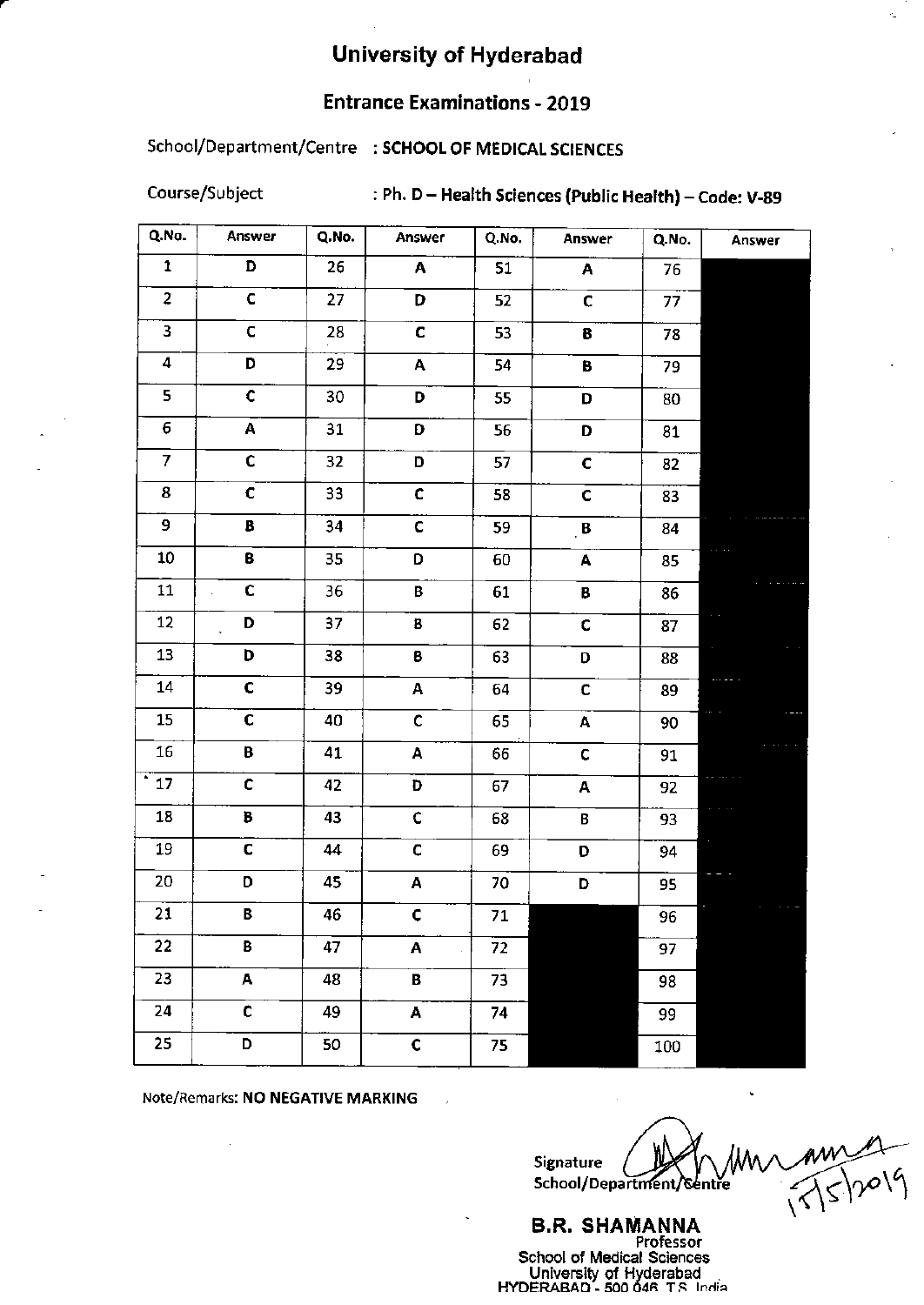# University of Hyderabad

## Entrance Examinations - 2019

School/Department/Centre : **SCHOOL OF MEDICAL SCIENCES**

Course/Subject : **Ph. D – Health Sciences (Public Health) – Code: V-89**

| Q.No. | Answer | Q.No. | Answer | Q.No. | Answer | Q.No. | Answer |
|---|---|---|---|---|---|---|---|
| 1 | D | 26 | A | 51 | A | 76 | |
| 2 | C | 27 | D | 52 | C | 77 | |
| 3 | C | 28 | C | 53 | B | 78 | |
| 4 | D | 29 | A | 54 | B | 79 | |
| 5 | C | 30 | D | 55 | D | 80 | |
| 6 | A | 31 | D | 56 | D | 81 | |
| 7 | C | 32 | D | 57 | C | 82 | |
| 8 | C | 33 | C | 58 | C | 83 | |
| 9 | B | 34 | C | 59 | B | 84 | |
| 10 | B | 35 | D | 60 | A | 85 | |
| 11 | C | 36 | B | 61 | B | 86 | |
| 12 | D | 37 | B | 62 | C | 87 | |
| 13 | D | 38 | B | 63 | D | 88 | |
| 14 | C | 39 | A | 64 | C | 89 | |
| 15 | C | 40 | C | 65 | A | 90 | |
| 16 | B | 41 | A | 66 | C | 91 | |
| 17 | C | 42 | D | 67 | A | 92 | |
| 18 | B | 43 | C | 68 | B | 93 | |
| 19 | C | 44 | C | 69 | D | 94 | |
| 20 | D | 45 | A | 70 | D | 95 | |
| 21 | B | 46 | C | 71 | | 96 | |
| 22 | B | 47 | A | 72 | | 97 | |
| 23 | A | 48 | B | 73 | | 98 | |
| 24 | C | 49 | A | 74 | | 99 | |
| 25 | D | 50 | C | 75 | | 100 | |

Note/Remarks: **NO NEGATIVE MARKING**

Signature
School/Department/Centre

15/5/2019

**B.R. SHAMANNA**
Professor
School of Medical Sciences
University of Hyderabad
HYDERABAD - 500 046. T.S. India